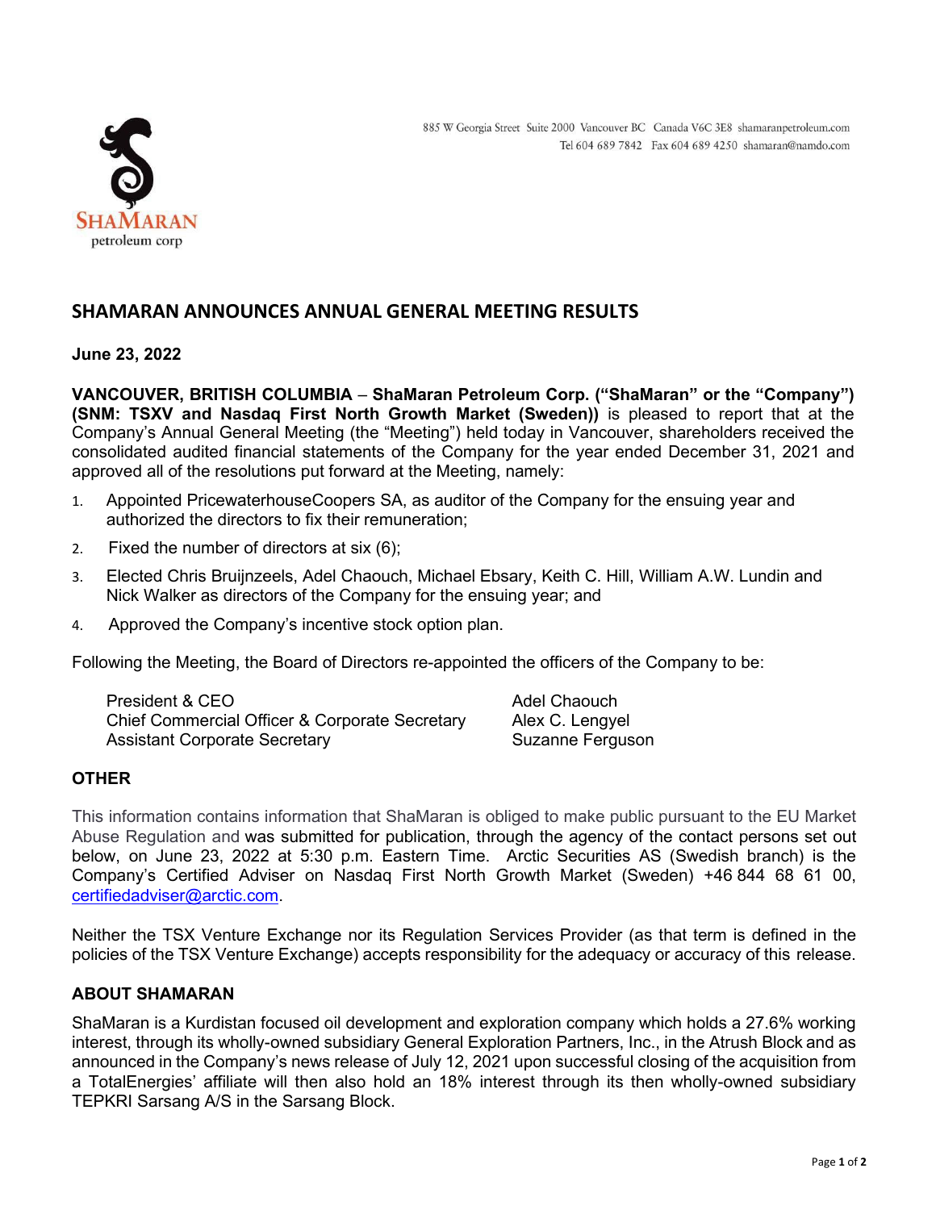885 W Georgia Street Suite 2000 Vancouver BC Canada V6C 3E8 shamaranpetroleum.com
Tel 604 689 7842 Fax 604 689 4250 shamaran@namdo.com

# SHAMARAN ANNOUNCES ANNUAL GENERAL MEETING RESULTS

**June 23, 2022**

**VANCOUVER, BRITISH COLUMBIA** – **ShaMaran Petroleum Corp. ("ShaMaran" or the "Company") (SNM: TSXV and Nasdaq First North Growth Market (Sweden))** is pleased to report that at the Company's Annual General Meeting (the "Meeting") held today in Vancouver, shareholders received the consolidated audited financial statements of the Company for the year ended December 31, 2021 and approved all of the resolutions put forward at the Meeting, namely:

1. Appointed PricewaterhouseCoopers SA, as auditor of the Company for the ensuing year and authorized the directors to fix their remuneration;
2. Fixed the number of directors at six (6);
3. Elected Chris Bruijnzeels, Adel Chaouch, Michael Ebsary, Keith C. Hill, William A.W. Lundin and Nick Walker as directors of the Company for the ensuing year; and
4. Approved the Company's incentive stock option plan.

Following the Meeting, the Board of Directors re-appointed the officers of the Company to be:

| | |
|---|---|
| President & CEO | Adel Chaouch |
| Chief Commercial Officer & Corporate Secretary | Alex C. Lengyel |
| Assistant Corporate Secretary | Suzanne Ferguson |

## OTHER

This information contains information that ShaMaran is obliged to make public pursuant to the EU Market Abuse Regulation and was submitted for publication, through the agency of the contact persons set out below, on June 23, 2022 at 5:30 p.m. Eastern Time. Arctic Securities AS (Swedish branch) is the Company's Certified Adviser on Nasdaq First North Growth Market (Sweden) +46 844 68 61 00, certifiedadviser@arctic.com.

Neither the TSX Venture Exchange nor its Regulation Services Provider (as that term is defined in the policies of the TSX Venture Exchange) accepts responsibility for the adequacy or accuracy of this release.

## ABOUT SHAMARAN

ShaMaran is a Kurdistan focused oil development and exploration company which holds a 27.6% working interest, through its wholly-owned subsidiary General Exploration Partners, Inc., in the Atrush Block and as announced in the Company's news release of July 12, 2021 upon successful closing of the acquisition from a TotalEnergies' affiliate will then also hold an 18% interest through its then wholly-owned subsidiary TEPKRI Sarsang A/S in the Sarsang Block.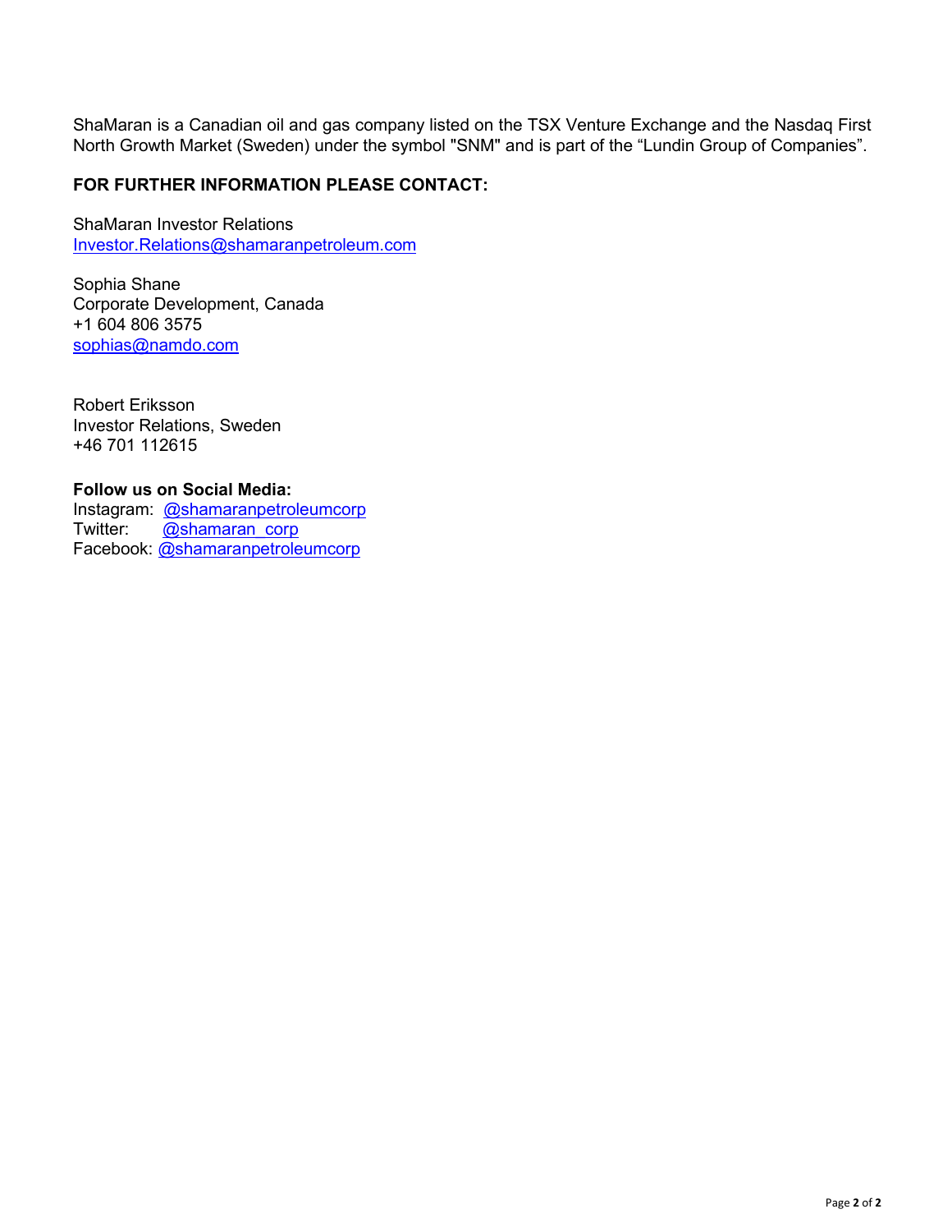ShaMaran is a Canadian oil and gas company listed on the TSX Venture Exchange and the Nasdaq First North Growth Market (Sweden) under the symbol "SNM" and is part of the "Lundin Group of Companies".

**FOR FURTHER INFORMATION PLEASE CONTACT:**

ShaMaran Investor Relations
Investor.Relations@shamaranpetroleum.com

Sophia Shane
Corporate Development, Canada
+1 604 806 3575
sophias@namdo.com

Robert Eriksson
Investor Relations, Sweden
+46 701 112615

**Follow us on Social Media:**
Instagram: @shamaranpetroleumcorp
Twitter: @shamaran_corp
Facebook: @shamaranpetroleumcorp